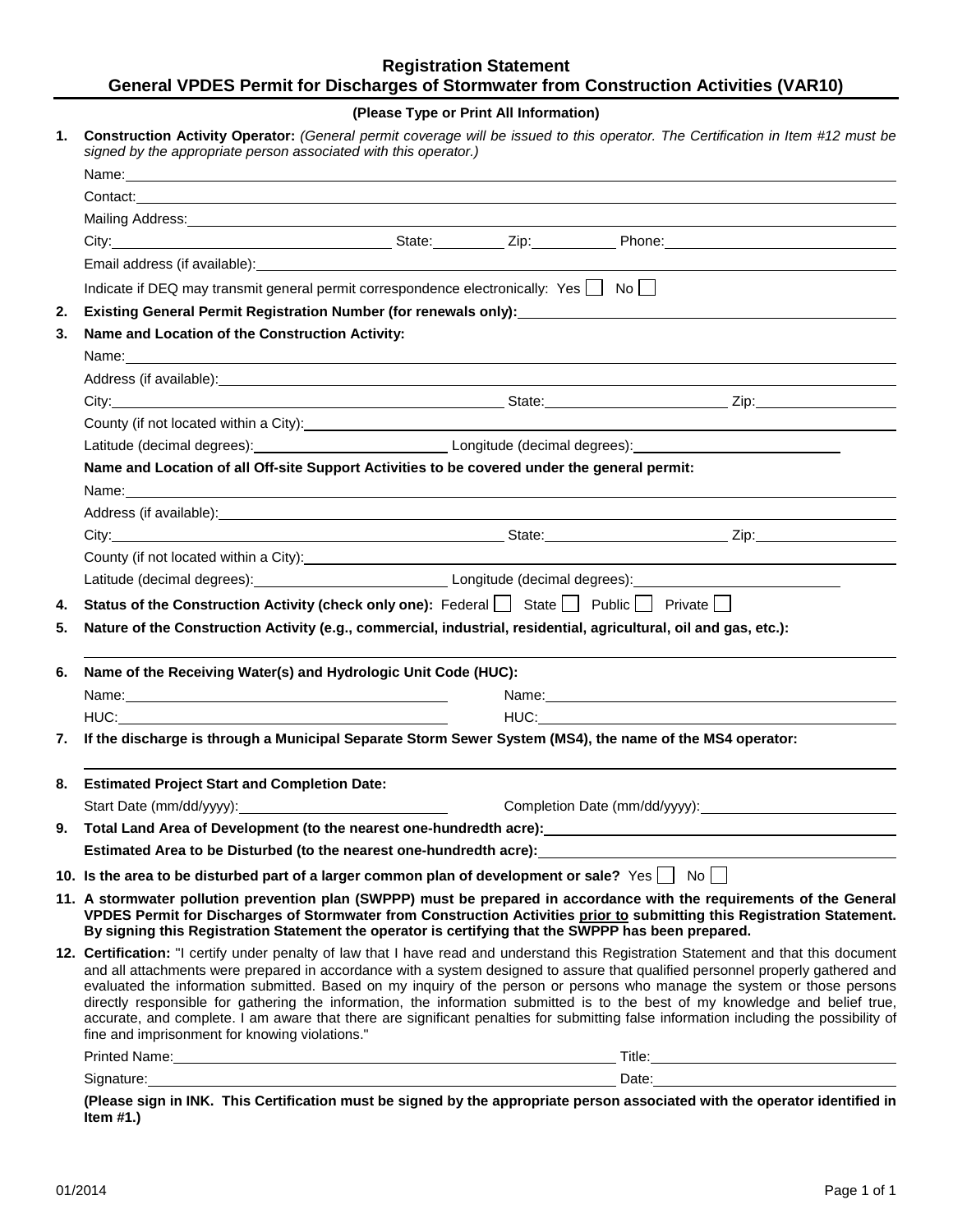# Registration Statement
## General VPDES Permit for Discharges of Stormwater from Construction Activities (VAR10)

**(Please Type or Print All Information)**

1. **Construction Activity Operator:** *(General permit coverage will be issued to this operator. The Certification in Item #12 must be signed by the appropriate person associated with this operator.)*

   Name: ______________________________

   Contact: ______________________________

   Mailing Address: ______________________________

   City: ______________ State: ________ Zip: ________ Phone: ______________

   Email address (if available): ______________________________

   Indicate if DEQ may transmit general permit correspondence electronically: Yes ☐ No ☐

2. **Existing General Permit Registration Number (for renewals only):** ______________________________

3. **Name and Location of the Construction Activity:**

   Name: ______________________________

   Address (if available): ______________________________

   City: ______________ State: ______________ Zip: ______________

   County (if not located within a City): ______________________________

   Latitude (decimal degrees): ______________ Longitude (decimal degrees): ______________

   **Name and Location of all Off-site Support Activities to be covered under the general permit:**

   Name: ______________________________

   Address (if available): ______________________________

   City: ______________ State: ______________ Zip: ______________

   County (if not located within a City): ______________________________

   Latitude (decimal degrees): ______________ Longitude (decimal degrees): ______________

4. **Status of the Construction Activity (check only one):** Federal ☐ State ☐ Public ☐ Private ☐

5. **Nature of the Construction Activity (e.g., commercial, industrial, residential, agricultural, oil and gas, etc.):**

   ______________________________

6. **Name of the Receiving Water(s) and Hydrologic Unit Code (HUC):**

   Name: ______________ Name: ______________

   HUC: ______________ HUC: ______________

7. **If the discharge is through a Municipal Separate Storm Sewer System (MS4), the name of the MS4 operator:**

   ______________________________

8. **Estimated Project Start and Completion Date:**

   Start Date (mm/dd/yyyy): ______________ Completion Date (mm/dd/yyyy): ______________

9. **Total Land Area of Development (to the nearest one-hundredth acre):** ______________

   **Estimated Area to be Disturbed (to the nearest one-hundredth acre):** ______________

10. **Is the area to be disturbed part of a larger common plan of development or sale?** Yes ☐ No ☐

11. **A stormwater pollution prevention plan (SWPPP) must be prepared in accordance with the requirements of the General VPDES Permit for Discharges of Stormwater from Construction Activities <u>prior to</u> submitting this Registration Statement. By signing this Registration Statement the operator is certifying that the SWPPP has been prepared.**

12. **Certification:** "I certify under penalty of law that I have read and understand this Registration Statement and that this document and all attachments were prepared in accordance with a system designed to assure that qualified personnel properly gathered and evaluated the information submitted. Based on my inquiry of the person or persons who manage the system or those persons directly responsible for gathering the information, the information submitted is to the best of my knowledge and belief true, accurate, and complete. I am aware that there are significant penalties for submitting false information including the possibility of fine and imprisonment for knowing violations."

    Printed Name: ______________________________ Title: ______________

    Signature: ______________________________ Date: ______________

    **(Please sign in INK. This Certification must be signed by the appropriate person associated with the operator identified in Item #1.)**

01/2014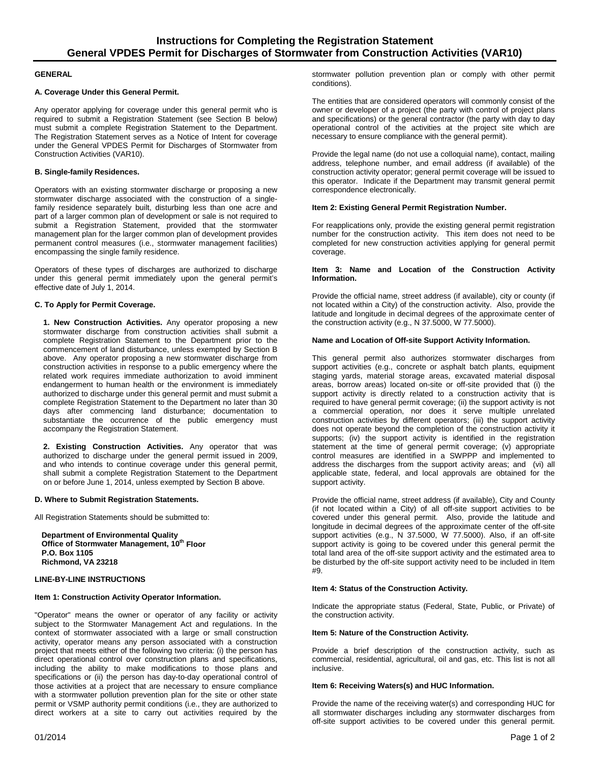# Instructions for Completing the Registration Statement
# General VPDES Permit for Discharges of Stormwater from Construction Activities (VAR10)

**GENERAL**

**A. Coverage Under this General Permit.**

Any operator applying for coverage under this general permit who is required to submit a Registration Statement (see Section B below) must submit a complete Registration Statement to the Department. The Registration Statement serves as a Notice of Intent for coverage under the General VPDES Permit for Discharges of Stormwater from Construction Activities (VAR10).

**B. Single-family Residences.**

Operators with an existing stormwater discharge or proposing a new stormwater discharge associated with the construction of a single-family residence separately built, disturbing less than one acre and part of a larger common plan of development or sale is not required to submit a Registration Statement, provided that the stormwater management plan for the larger common plan of development provides permanent control measures (i.e., stormwater management facilities) encompassing the single family residence.

Operators of these types of discharges are authorized to discharge under this general permit immediately upon the general permit's effective date of July 1, 2014.

**C. To Apply for Permit Coverage.**

**1. New Construction Activities.** Any operator proposing a new stormwater discharge from construction activities shall submit a complete Registration Statement to the Department prior to the commencement of land disturbance, unless exempted by Section B above. Any operator proposing a new stormwater discharge from construction activities in response to a public emergency where the related work requires immediate authorization to avoid imminent endangerment to human health or the environment is immediately authorized to discharge under this general permit and must submit a complete Registration Statement to the Department no later than 30 days after commencing land disturbance; documentation to substantiate the occurrence of the public emergency must accompany the Registration Statement.

**2. Existing Construction Activities.** Any operator that was authorized to discharge under the general permit issued in 2009, and who intends to continue coverage under this general permit, shall submit a complete Registration Statement to the Department on or before June 1, 2014, unless exempted by Section B above.

**D. Where to Submit Registration Statements.**

All Registration Statements should be submitted to:

**Department of Environmental Quality**
**Office of Stormwater Management, 10th Floor**
**P.O. Box 1105**
**Richmond, VA 23218**

**LINE-BY-LINE INSTRUCTIONS**

**Item 1: Construction Activity Operator Information.**

"Operator" means the owner or operator of any facility or activity subject to the Stormwater Management Act and regulations. In the context of stormwater associated with a large or small construction activity, operator means any person associated with a construction project that meets either of the following two criteria: (i) the person has direct operational control over construction plans and specifications, including the ability to make modifications to those plans and specifications or (ii) the person has day-to-day operational control of those activities at a project that are necessary to ensure compliance with a stormwater pollution prevention plan for the site or other state permit or VSMP authority permit conditions (i.e., they are authorized to direct workers at a site to carry out activities required by the stormwater pollution prevention plan or comply with other permit conditions).

The entities that are considered operators will commonly consist of the owner or developer of a project (the party with control of project plans and specifications) or the general contractor (the party with day to day operational control of the activities at the project site which are necessary to ensure compliance with the general permit).

Provide the legal name (do not use a colloquial name), contact, mailing address, telephone number, and email address (if available) of the construction activity operator; general permit coverage will be issued to this operator. Indicate if the Department may transmit general permit correspondence electronically.

**Item 2: Existing General Permit Registration Number.**

For reapplications only, provide the existing general permit registration number for the construction activity. This item does not need to be completed for new construction activities applying for general permit coverage.

**Item 3: Name and Location of the Construction Activity Information.**

Provide the official name, street address (if available), city or county (if not located within a City) of the construction activity. Also, provide the latitude and longitude in decimal degrees of the approximate center of the construction activity (e.g., N 37.5000, W 77.5000).

**Name and Location of Off-site Support Activity Information.**

This general permit also authorizes stormwater discharges from support activities (e.g., concrete or asphalt batch plants, equipment staging yards, material storage areas, excavated material disposal areas, borrow areas) located on-site or off-site provided that (i) the support activity is directly related to a construction activity that is required to have general permit coverage; (ii) the support activity is not a commercial operation, nor does it serve multiple unrelated construction activities by different operators; (iii) the support activity does not operate beyond the completion of the construction activity it supports; (iv) the support activity is identified in the registration statement at the time of general permit coverage; (v) appropriate control measures are identified in a SWPPP and implemented to address the discharges from the support activity areas; and (vi) all applicable state, federal, and local approvals are obtained for the support activity.

Provide the official name, street address (if available), City and County (if not located within a City) of all off-site support activities to be covered under this general permit. Also, provide the latitude and longitude in decimal degrees of the approximate center of the off-site support activities (e.g., N 37.5000, W 77.5000). Also, if an off-site support activity is going to be covered under this general permit the total land area of the off-site support activity and the estimated area to be disturbed by the off-site support activity need to be included in Item #9.

**Item 4: Status of the Construction Activity.**

Indicate the appropriate status (Federal, State, Public, or Private) of the construction activity.

**Item 5: Nature of the Construction Activity.**

Provide a brief description of the construction activity, such as commercial, residential, agricultural, oil and gas, etc. This list is not all inclusive.

**Item 6: Receiving Waters(s) and HUC Information.**

Provide the name of the receiving water(s) and corresponding HUC for all stormwater discharges including any stormwater discharges from off-site support activities to be covered under this general permit.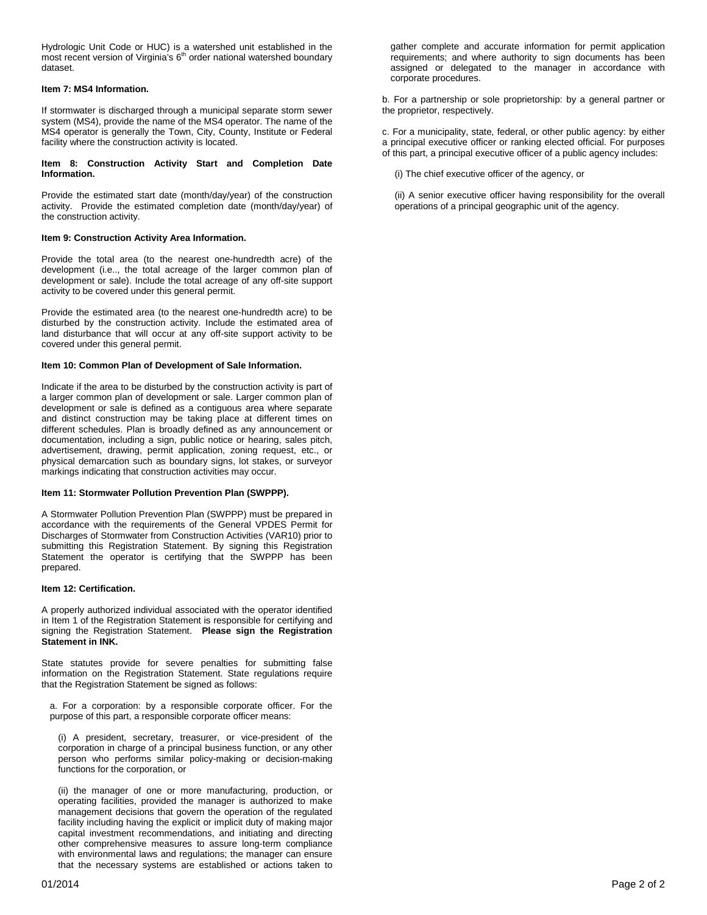Hydrologic Unit Code or HUC) is a watershed unit established in the most recent version of Virginia's 6th order national watershed boundary dataset.

**Item 7: MS4 Information.**

If stormwater is discharged through a municipal separate storm sewer system (MS4), provide the name of the MS4 operator. The name of the MS4 operator is generally the Town, City, County, Institute or Federal facility where the construction activity is located.

**Item 8: Construction Activity Start and Completion Date Information.**

Provide the estimated start date (month/day/year) of the construction activity. Provide the estimated completion date (month/day/year) of the construction activity.

**Item 9: Construction Activity Area Information.**

Provide the total area (to the nearest one-hundredth acre) of the development (i.e.., the total acreage of the larger common plan of development or sale). Include the total acreage of any off-site support activity to be covered under this general permit.

Provide the estimated area (to the nearest one-hundredth acre) to be disturbed by the construction activity. Include the estimated area of land disturbance that will occur at any off-site support activity to be covered under this general permit.

**Item 10: Common Plan of Development of Sale Information.**

Indicate if the area to be disturbed by the construction activity is part of a larger common plan of development or sale. Larger common plan of development or sale is defined as a contiguous area where separate and distinct construction may be taking place at different times on different schedules. Plan is broadly defined as any announcement or documentation, including a sign, public notice or hearing, sales pitch, advertisement, drawing, permit application, zoning request, etc., or physical demarcation such as boundary signs, lot stakes, or surveyor markings indicating that construction activities may occur.

**Item 11: Stormwater Pollution Prevention Plan (SWPPP).**

A Stormwater Pollution Prevention Plan (SWPPP) must be prepared in accordance with the requirements of the General VPDES Permit for Discharges of Stormwater from Construction Activities (VAR10) prior to submitting this Registration Statement. By signing this Registration Statement the operator is certifying that the SWPPP has been prepared.

**Item 12: Certification.**

A properly authorized individual associated with the operator identified in Item 1 of the Registration Statement is responsible for certifying and signing the Registration Statement. **Please sign the Registration Statement in INK.**

State statutes provide for severe penalties for submitting false information on the Registration Statement. State regulations require that the Registration Statement be signed as follows:

a. For a corporation: by a responsible corporate officer. For the purpose of this part, a responsible corporate officer means:

(i) A president, secretary, treasurer, or vice-president of the corporation in charge of a principal business function, or any other person who performs similar policy-making or decision-making functions for the corporation, or

(ii) the manager of one or more manufacturing, production, or operating facilities, provided the manager is authorized to make management decisions that govern the operation of the regulated facility including having the explicit or implicit duty of making major capital investment recommendations, and initiating and directing other comprehensive measures to assure long-term compliance with environmental laws and regulations; the manager can ensure that the necessary systems are established or actions taken to gather complete and accurate information for permit application requirements; and where authority to sign documents has been assigned or delegated to the manager in accordance with corporate procedures.

b. For a partnership or sole proprietorship: by a general partner or the proprietor, respectively.

c. For a municipality, state, federal, or other public agency: by either a principal executive officer or ranking elected official. For purposes of this part, a principal executive officer of a public agency includes:

(i) The chief executive officer of the agency, or

(ii) A senior executive officer having responsibility for the overall operations of a principal geographic unit of the agency.

01/2014